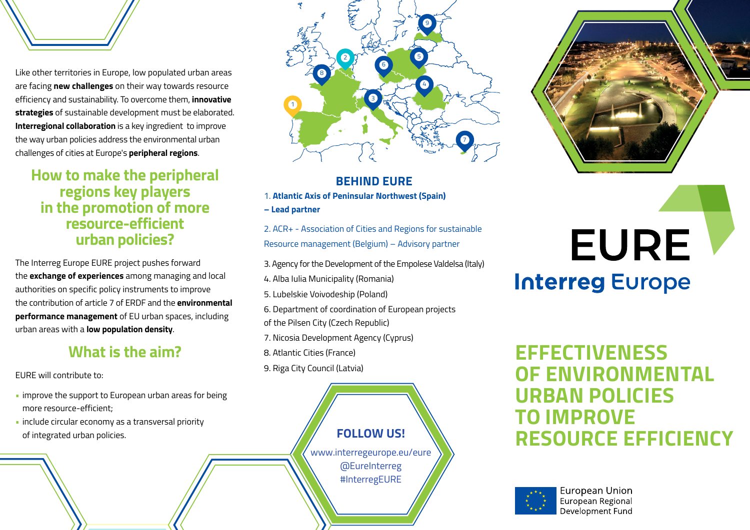Like other territories in Europe, low populated urban areas are facing **new challenges** on their way towards resource efficiency and sustainability. To overcome them, **innovative strategies** of sustainable development must be elaborated. **Interregional collaboration** is a key ingredient to improve the way urban policies address the environmental urban challenges of cities at Europe's **peripheral regions**.

## How to make the peripheral regions key players in the promotion of more resource-efficient urban policies?

The Interreg Europe EURE project pushes forward the **exchange of experiences** among managing and local authorities on specific policy instruments to improve the contribution of article 7 of ERDF and the **environmental performance management** of EU urban spaces, including urban areas with a **low population density**.

## What is the aim?

EURE will contribute to:

- improve the support to European urban areas for being more resource-efficient;
- include circular economy as a transversal priority of integrated urban policies.

## BEHIND EURE

1. **Atlantic Axis of Peninsular Northwest (Spain) – Lead partner**

2. ACR+ - Association of Cities and Regions for sustainable Resource management (Belgium) – Advisory partner

3. Agency for the Development of the Empolese Valdelsa (Italy)
4. Alba Iulia Municipality (Romania)
5. Lubelskie Voivodeship (Poland)
6. Department of coordination of European projects of the Pilsen City (Czech Republic)
7. Nicosia Development Agency (Cyprus)
8. Atlantic Cities (France)
9. Riga City Council (Latvia)

### FOLLOW US!

www.interregeurope.eu/eure
@EureInterreg
#InterregEURE

# EURE

Interreg Europe

# EFFECTIVENESS OF ENVIRONMENTAL URBAN POLICIES TO IMPROVE RESOURCE EFFICIENCY

European Union
European Regional Development Fund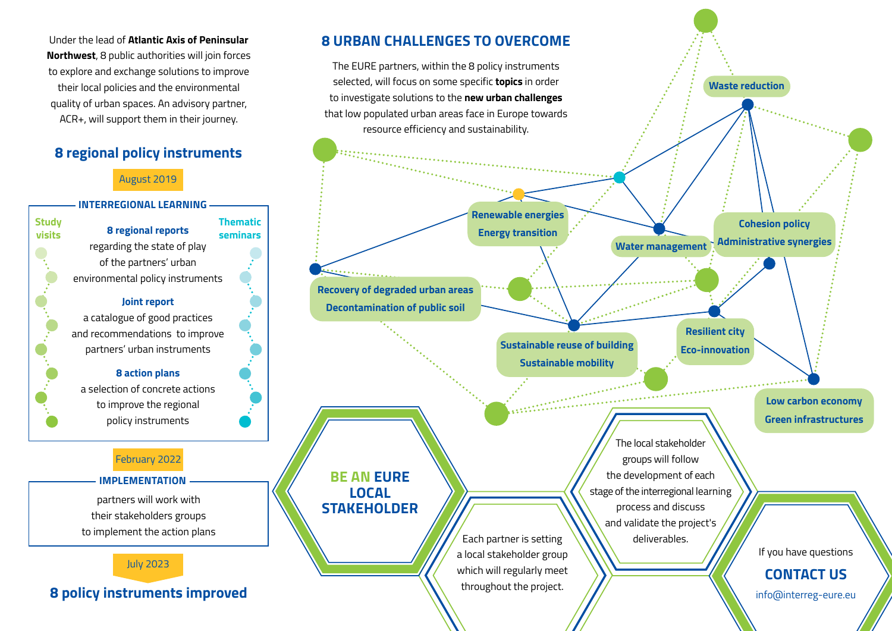Under the lead of **Atlantic Axis of Peninsular Northwest**, 8 public authorities will join forces to explore and exchange solutions to improve their local policies and the environmental quality of urban spaces. An advisory partner, ACR+, will support them in their journey.

## 8 regional policy instruments

August 2019

### INTERREGIONAL LEARNING

Study visits

Thematic seminars

**8 regional reports**
regarding the state of play of the partners' urban environmental policy instruments

**Joint report**
a catalogue of good practices and recommendations to improve partners' urban instruments

**8 action plans**
a selection of concrete actions to improve the regional policy instruments

February 2022

### IMPLEMENTATION

partners will work with their stakeholders groups to implement the action plans

July 2023

## 8 policy instruments improved

## 8 URBAN CHALLENGES TO OVERCOME

The EURE partners, within the 8 policy instruments selected, will focus on some specific **topics** in order to investigate solutions to the **new urban challenges** that low populated urban areas face in Europe towards resource efficiency and sustainability.

Waste reduction

Renewable energies
Energy transition

Water management

Cohesion policy
Administrative synergies

Recovery of degraded urban areas
Decontamination of public soil

Sustainable reuse of building
Sustainable mobility

Resilient city
Eco-innovation

Low carbon economy
Green infrastructures

## BE AN EURE LOCAL STAKEHOLDER

Each partner is setting a local stakeholder group which will regularly meet throughout the project.

The local stakeholder groups will follow the development of each stage of the interregional learning process and discuss and validate the project's deliverables.

If you have questions

**CONTACT US**

info@interreg-eure.eu